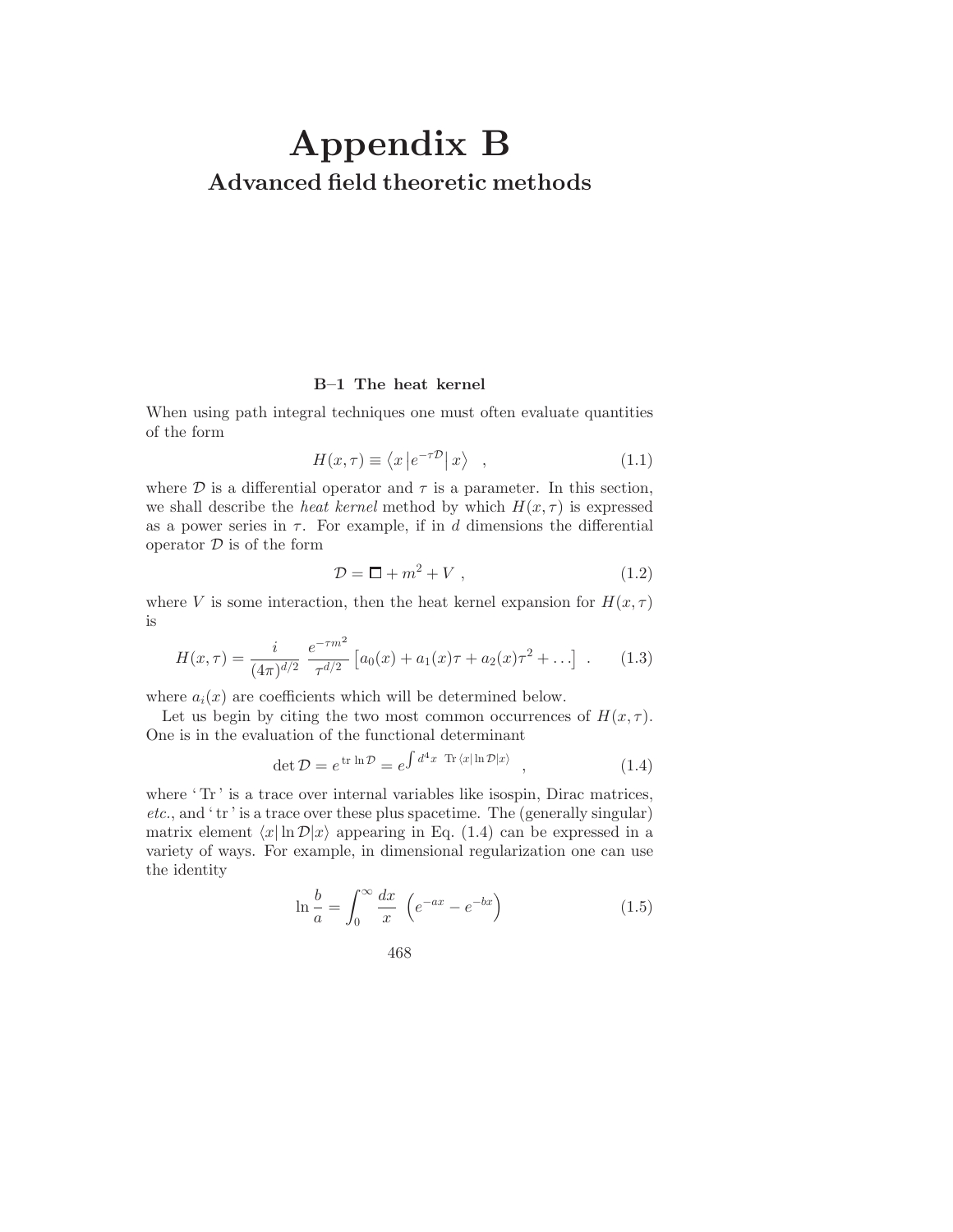# Appendix B

## Advanced field theoretic methods

### B–1 The heat kernel

When using path integral techniques one must often evaluate quantities of the form

$$H(x,\tau) \equiv \left\langle x \left| e^{-\tau \mathcal{D}} \right| x \right\rangle \quad , \tag{1.1}$$

where $\mathcal{D}$ is a differential operator and $\tau$ is a parameter. In this section, we shall describe the *heat kernel* method by which $H(x,\tau)$ is expressed as a power series in $\tau$. For example, if in $d$ dimensions the differential operator $\mathcal{D}$ is of the form

$$\mathcal{D} = \Box + m^2 + V \ , \tag{1.2}$$

where $V$ is some interaction, then the heat kernel expansion for $H(x,\tau)$ is

$$H(x,\tau) = \frac{i}{(4\pi)^{d/2}} \, \frac{e^{-\tau m^2}}{\tau^{d/2}} \left[ a_0(x) + a_1(x)\tau + a_2(x)\tau^2 + \ldots \right] \ . \tag{1.3}$$

where $a_i(x)$ are coefficients which will be determined below.

Let us begin by citing the two most common occurrences of $H(x,\tau)$. One is in the evaluation of the functional determinant

$$\det \mathcal{D} = e^{\,\mathrm{tr}\,\ln \mathcal{D}} = e^{\int d^4x \ \ \mathrm{Tr}\,\langle x|\ln \mathcal{D}|x\rangle} \quad , \tag{1.4}$$

where ' Tr ' is a trace over internal variables like isospin, Dirac matrices, *etc.*, and ' tr ' is a trace over these plus spacetime. The (generally singular) matrix element $\langle x|\ln \mathcal{D}|x\rangle$ appearing in Eq. (1.4) can be expressed in a variety of ways. For example, in dimensional regularization one can use the identity

$$\ln \frac{b}{a} = \int_0^\infty \frac{dx}{x} \ \left( e^{-ax} - e^{-bx} \right) \tag{1.5}$$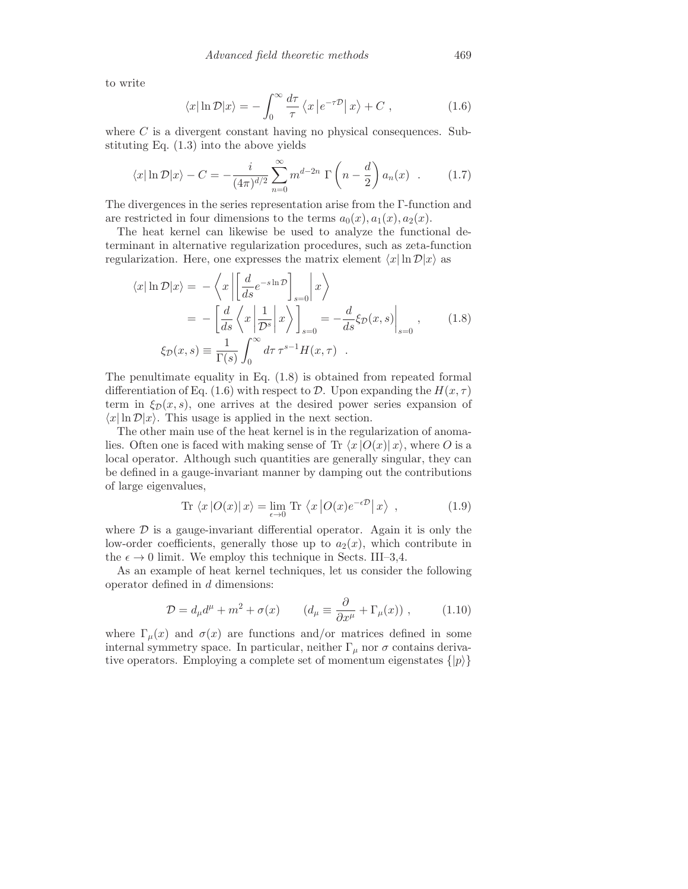to write

$$\langle x|\ln \mathcal{D}|x\rangle = -\int_0^\infty \frac{d\tau}{\tau} \left\langle x\left|e^{-\tau\mathcal{D}}\right| x\right\rangle + C \ , \tag{1.6}$$

where $C$ is a divergent constant having no physical consequences. Substituting Eq. (1.3) into the above yields

$$\langle x|\ln \mathcal{D}|x\rangle - C = -\frac{i}{(4\pi)^{d/2}} \sum_{n=0}^{\infty} m^{d-2n}\ \Gamma\left(n - \frac{d}{2}\right) a_n(x) \ \ . \tag{1.7}$$

The divergences in the series representation arise from the Γ-function and are restricted in four dimensions to the terms $a_0(x), a_1(x), a_2(x)$.

The heat kernel can likewise be used to analyze the functional determinant in alternative regularization procedures, such as zeta-function regularization. Here, one expresses the matrix element $\langle x|\ln \mathcal{D}|x\rangle$ as

$$\begin{aligned}
\langle x|\ln \mathcal{D}|x\rangle &= -\left\langle x\left|\left[\frac{d}{ds}e^{-s\ln\mathcal{D}}\right]_{s=0}\right| x\right\rangle \\
&= -\left[\frac{d}{ds}\left\langle x\left|\frac{1}{\mathcal{D}^s}\right| x\right\rangle\right]_{s=0} = -\frac{d}{ds}\xi_{\mathcal{D}}(x,s)\bigg|_{s=0} \ , \\
\xi_{\mathcal{D}}(x,s) &\equiv \frac{1}{\Gamma(s)}\int_0^\infty d\tau\, \tau^{s-1} H(x,\tau) \ \ .
\end{aligned} \tag{1.8}$$

The penultimate equality in Eq. (1.8) is obtained from repeated formal differentiation of Eq. (1.6) with respect to $\mathcal{D}$. Upon expanding the $H(x,\tau)$ term in $\xi_{\mathcal{D}}(x,s)$, one arrives at the desired power series expansion of $\langle x|\ln \mathcal{D}|x\rangle$. This usage is applied in the next section.

The other main use of the heat kernel is in the regularization of anomalies. Often one is faced with making sense of Tr $\langle x|O(x)|x\rangle$, where $O$ is a local operator. Although such quantities are generally singular, they can be defined in a gauge-invariant manner by damping out the contributions of large eigenvalues,

$$\text{Tr}\ \langle x|O(x)|x\rangle = \lim_{\epsilon\to 0}\ \text{Tr}\ \left\langle x\left|O(x)e^{-\epsilon\mathcal{D}}\right| x\right\rangle \ , \tag{1.9}$$

where $\mathcal{D}$ is a gauge-invariant differential operator. Again it is only the low-order coefficients, generally those up to $a_2(x)$, which contribute in the $\epsilon \to 0$ limit. We employ this technique in Sects. III–3,4.

As an example of heat kernel techniques, let us consider the following operator defined in $d$ dimensions:

$$\mathcal{D} = d_\mu d^\mu + m^2 + \sigma(x) \qquad \left(d_\mu \equiv \frac{\partial}{\partial x^\mu} + \Gamma_\mu(x)\right) \ , \tag{1.10}$$

where $\Gamma_\mu(x)$ and $\sigma(x)$ are functions and/or matrices defined in some internal symmetry space. In particular, neither $\Gamma_\mu$ nor $\sigma$ contains derivative operators. Employing a complete set of momentum eigenstates $\{|p\rangle\}$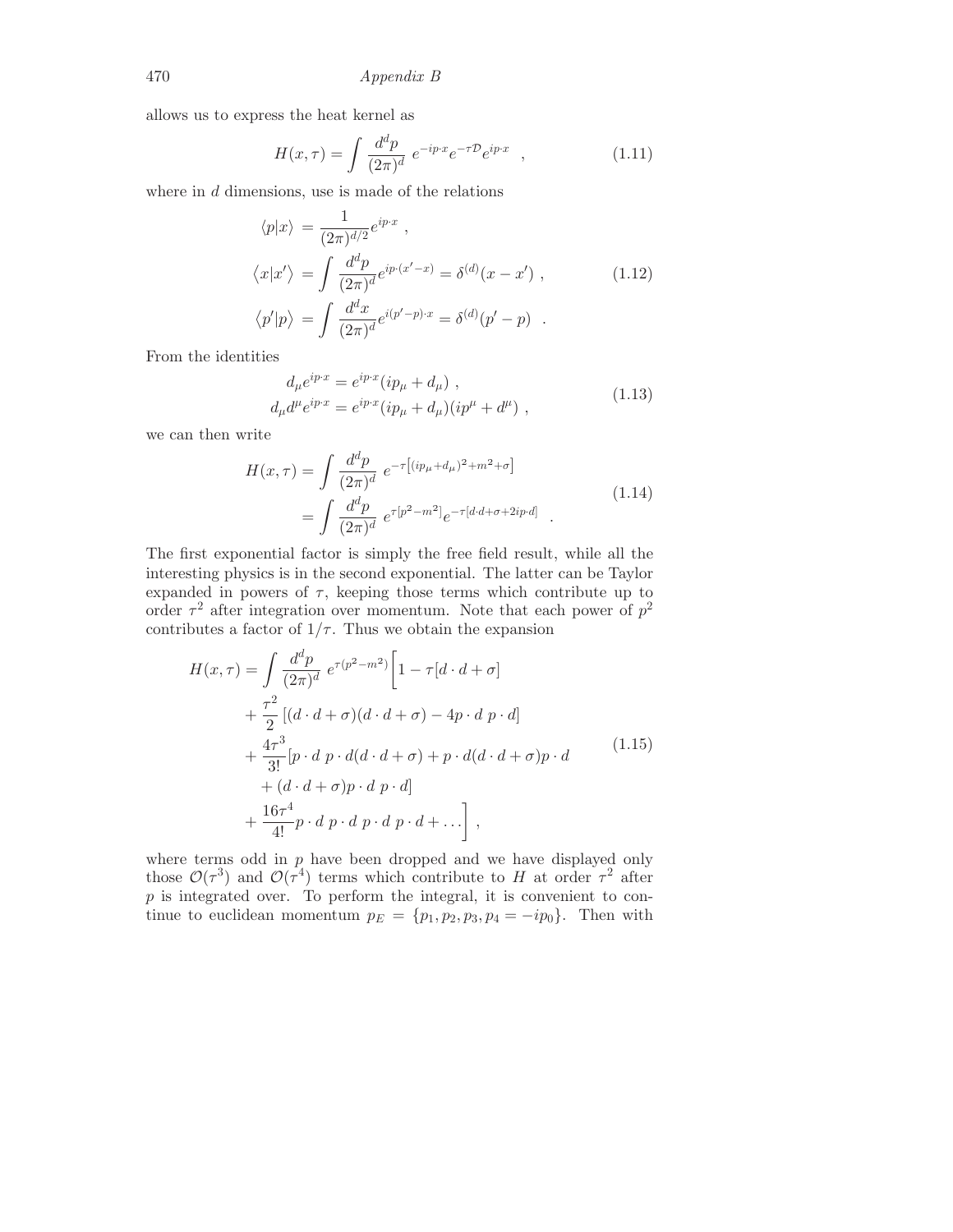allows us to express the heat kernel as

$$H(x,\tau) = \int \frac{d^dp}{(2\pi)^d}\; e^{-ip\cdot x} e^{-\tau\mathcal{D}} e^{ip\cdot x} \quad , \tag{1.11}$$

where in $d$ dimensions, use is made of the relations

$$\begin{aligned}
\langle p|x\rangle &= \frac{1}{(2\pi)^{d/2}} e^{ip\cdot x} \ , \\
\langle x|x'\rangle &= \int \frac{d^dp}{(2\pi)^d} e^{ip\cdot(x'-x)} = \delta^{(d)}(x-x') \ , \\
\langle p'|p\rangle &= \int \frac{d^dx}{(2\pi)^d} e^{i(p'-p)\cdot x} = \delta^{(d)}(p'-p) \quad .
\end{aligned} \tag{1.12}$$

From the identities

$$\begin{aligned}
d_\mu e^{ip\cdot x} &= e^{ip\cdot x}(ip_\mu + d_\mu) \ , \\
d_\mu d^\mu e^{ip\cdot x} &= e^{ip\cdot x}(ip_\mu + d_\mu)(ip^\mu + d^\mu) \ ,
\end{aligned} \tag{1.13}$$

we can then write

$$\begin{aligned}
H(x,\tau) &= \int \frac{d^dp}{(2\pi)^d}\; e^{-\tau\left[(ip_\mu+d_\mu)^2+m^2+\sigma\right]} \\
&= \int \frac{d^dp}{(2\pi)^d}\; e^{\tau[p^2-m^2]} e^{-\tau[d\cdot d+\sigma+2ip\cdot d]} \quad .
\end{aligned} \tag{1.14}$$

The first exponential factor is simply the free field result, while all the interesting physics is in the second exponential. The latter can be Taylor expanded in powers of $\tau$, keeping those terms which contribute up to order $\tau^2$ after integration over momentum. Note that each power of $p^2$ contributes a factor of $1/\tau$. Thus we obtain the expansion

$$\begin{aligned}
H(x,\tau) = \int \frac{d^dp}{(2\pi)^d}\; e^{\tau(p^2-m^2)} \bigg[ & 1 - \tau[d\cdot d + \sigma] \\
& + \frac{\tau^2}{2}\left[(d\cdot d+\sigma)(d\cdot d+\sigma) - 4p\cdot d\; p\cdot d\right] \\
& + \frac{4\tau^3}{3!}[p\cdot d\; p\cdot d(d\cdot d+\sigma) + p\cdot d(d\cdot d+\sigma)p\cdot d \\
& + (d\cdot d+\sigma)p\cdot d\; p\cdot d] \\
& + \frac{16\tau^4}{4!} p\cdot d\; p\cdot d\; p\cdot d\; p\cdot d + \ldots \bigg] \ ,
\end{aligned} \tag{1.15}$$

where terms odd in $p$ have been dropped and we have displayed only those $\mathcal{O}(\tau^3)$ and $\mathcal{O}(\tau^4)$ terms which contribute to $H$ at order $\tau^2$ after $p$ is integrated over. To perform the integral, it is convenient to continue to euclidean momentum $p_E = \{p_1, p_2, p_3, p_4 = -ip_0\}$. Then with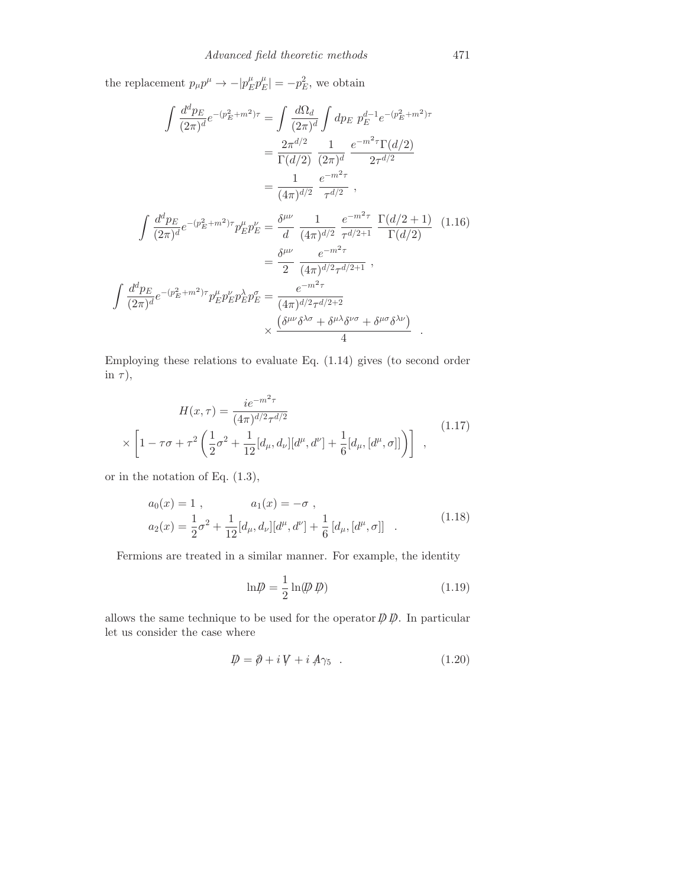the replacement $p_\mu p^\mu \to -|p_E^\mu p_E^\mu| = -p_E^2$, we obtain

$$
\begin{aligned}
\int \frac{d^d p_E}{(2\pi)^d} e^{-(p_E^2+m^2)\tau} &= \int \frac{d\Omega_d}{(2\pi)^d} \int dp_E \; p_E^{d-1} e^{-(p_E^2+m^2)\tau} \\
&= \frac{2\pi^{d/2}}{\Gamma(d/2)} \; \frac{1}{(2\pi)^d} \; \frac{e^{-m^2\tau}\Gamma(d/2)}{2\tau^{d/2}} \\
&= \frac{1}{(4\pi)^{d/2}} \; \frac{e^{-m^2\tau}}{\tau^{d/2}} \; , \\
\int \frac{d^d p_E}{(2\pi)^d} e^{-(p_E^2+m^2)\tau} p_E^\mu p_E^\nu &= \frac{\delta^{\mu\nu}}{d} \; \frac{1}{(4\pi)^{d/2}} \; \frac{e^{-m^2\tau}}{\tau^{d/2+1}} \; \frac{\Gamma(d/2+1)}{\Gamma(d/2)} \\
&= \frac{\delta^{\mu\nu}}{2} \; \frac{e^{-m^2\tau}}{(4\pi)^{d/2}\tau^{d/2+1}} \; , \\
\int \frac{d^d p_E}{(2\pi)^d} e^{-(p_E^2+m^2)\tau} p_E^\mu p_E^\nu p_E^\lambda p_E^\sigma &= \frac{e^{-m^2\tau}}{(4\pi)^{d/2}\tau^{d/2+2}} \\
&\quad \times \frac{\left(\delta^{\mu\nu}\delta^{\lambda\sigma} + \delta^{\mu\lambda}\delta^{\nu\sigma} + \delta^{\mu\sigma}\delta^{\lambda\nu}\right)}{4} \quad .
\end{aligned}
\tag{1.16}
$$

Employing these relations to evaluate Eq. (1.14) gives (to second order in $\tau$),

$$
\begin{aligned}
H(x,\tau) &= \frac{ie^{-m^2\tau}}{(4\pi)^{d/2}\tau^{d/2}} \\
&\times \left[1 - \tau\sigma + \tau^2\left(\frac{1}{2}\sigma^2 + \frac{1}{12}[d_\mu, d_\nu][d^\mu, d^\nu] + \frac{1}{6}[d_\mu, [d^\mu, \sigma]]\right)\right] \quad ,
\end{aligned}
\tag{1.17}
$$

or in the notation of Eq. (1.3),

$$
\begin{aligned}
&a_0(x) = 1 \; , \qquad\qquad a_1(x) = -\sigma \; , \\
&a_2(x) = \frac{1}{2}\sigma^2 + \frac{1}{12}[d_\mu, d_\nu][d^\mu, d^\nu] + \frac{1}{6}\left[d_\mu, [d^\mu, \sigma]\right] \quad .
\end{aligned}
\tag{1.18}
$$

Fermions are treated in a similar manner. For example, the identity

$$
\ln \not{D} = \frac{1}{2}\ln(\not{D}\,\not{D})
\tag{1.19}
$$

allows the same technique to be used for the operator $\not{D}\,\not{D}$. In particular let us consider the case where

$$
\not{D} = \not{\partial} + i\,\not{V} + i\,\not{A}\gamma_5 \quad .
\tag{1.20}
$$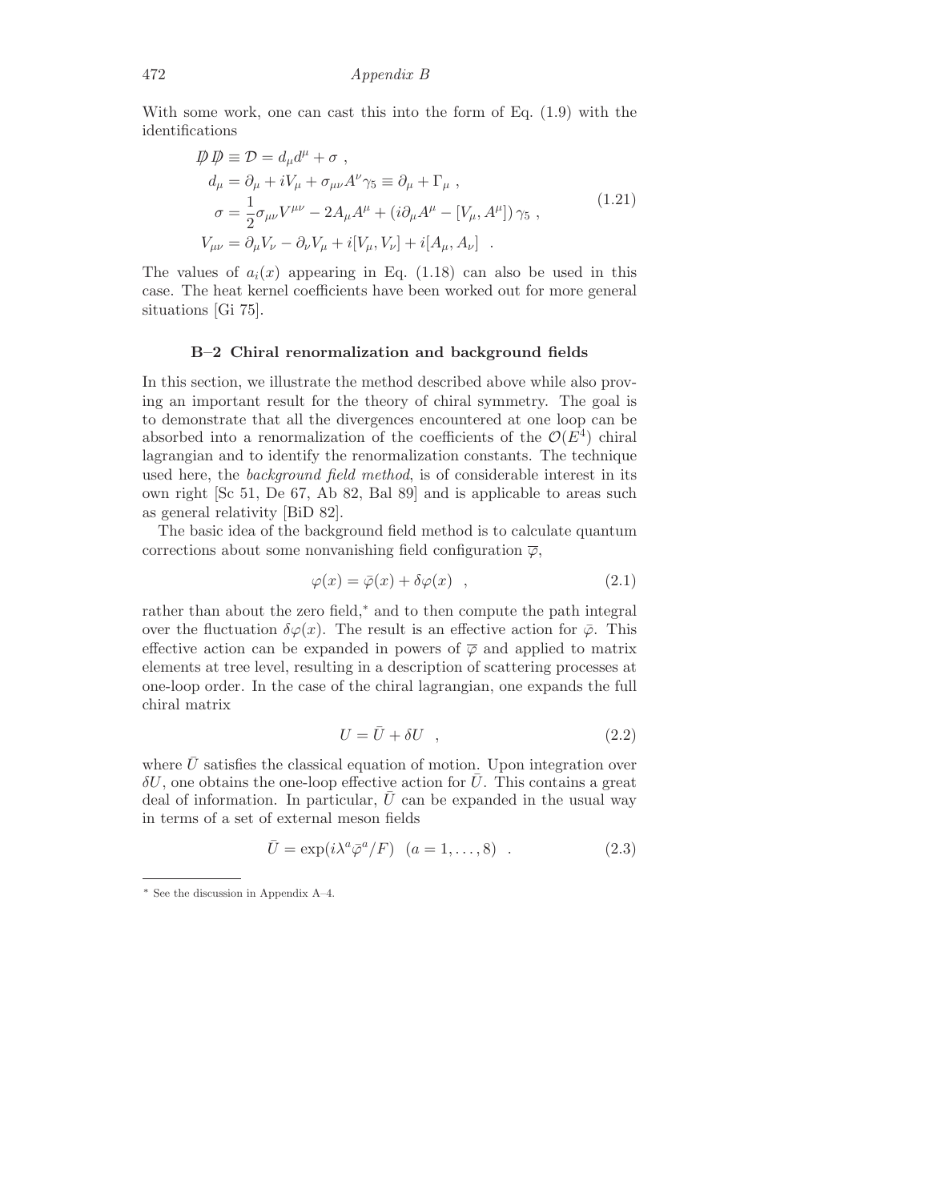With some work, one can cast this into the form of Eq. (1.9) with the identifications

$$
\begin{aligned}
\not{D}\not{D} &\equiv \mathcal{D} = d_\mu d^\mu + \sigma \ , \\
d_\mu &= \partial_\mu + iV_\mu + \sigma_{\mu\nu} A^\nu \gamma_5 \equiv \partial_\mu + \Gamma_\mu \ , \\
\sigma &= \frac{1}{2}\sigma_{\mu\nu} V^{\mu\nu} - 2A_\mu A^\mu + \left( i\partial_\mu A^\mu - [V_\mu, A^\mu] \right)\gamma_5 \ , \\
V_{\mu\nu} &= \partial_\mu V_\nu - \partial_\nu V_\mu + i[V_\mu, V_\nu] + i[A_\mu, A_\nu] \quad .
\end{aligned}
\tag{1.21}
$$

The values of $a_i(x)$ appearing in Eq. (1.18) can also be used in this case. The heat kernel coefficients have been worked out for more general situations [Gi 75].

### B–2 Chiral renormalization and background fields

In this section, we illustrate the method described above while also proving an important result for the theory of chiral symmetry. The goal is to demonstrate that all the divergences encountered at one loop can be absorbed into a renormalization of the coefficients of the $\mathcal{O}(E^4)$ chiral lagrangian and to identify the renormalization constants. The technique used here, the *background field method*, is of considerable interest in its own right [Sc 51, De 67, Ab 82, Bal 89] and is applicable to areas such as general relativity [BiD 82].

The basic idea of the background field method is to calculate quantum corrections about some nonvanishing field configuration $\overline{\varphi}$,

$$
\varphi(x) = \bar{\varphi}(x) + \delta\varphi(x) \quad , \tag{2.1}
$$

rather than about the zero field,* and to then compute the path integral over the fluctuation $\delta\varphi(x)$. The result is an effective action for $\bar{\varphi}$. This effective action can be expanded in powers of $\overline{\varphi}$ and applied to matrix elements at tree level, resulting in a description of scattering processes at one-loop order. In the case of the chiral lagrangian, one expands the full chiral matrix

$$
U = \bar{U} + \delta U \quad , \tag{2.2}
$$

where $\bar{U}$ satisfies the classical equation of motion. Upon integration over $\delta U$, one obtains the one-loop effective action for $\bar{U}$. This contains a great deal of information. In particular, $\bar{U}$ can be expanded in the usual way in terms of a set of external meson fields

$$
\bar{U} = \exp(i\lambda^a \bar{\varphi}^a / F) \quad (a = 1, \ldots, 8) \quad . \tag{2.3}
$$

* See the discussion in Appendix A–4.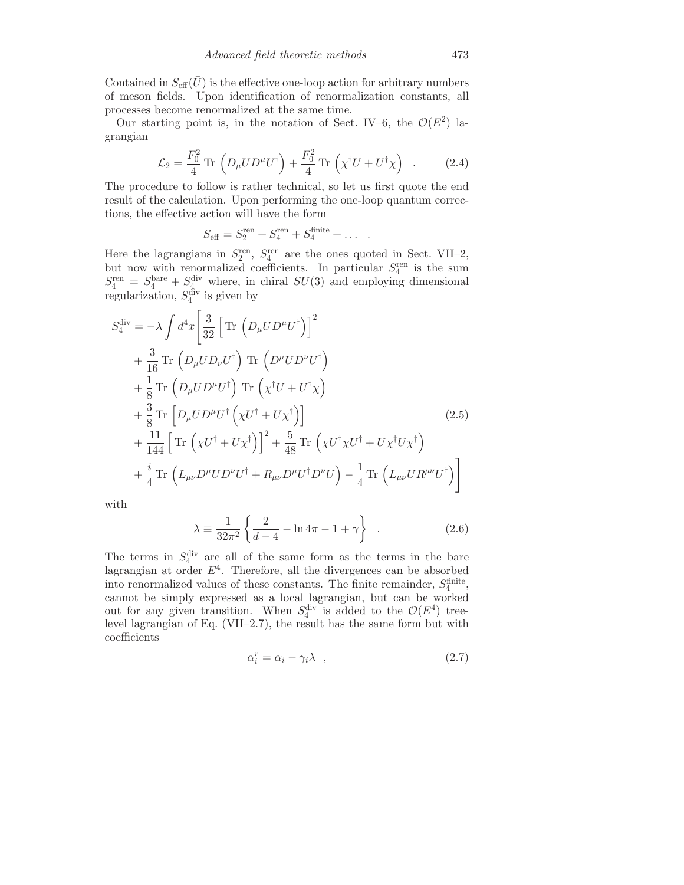Contained in $S_{\rm eff}(\bar{U})$ is the effective one-loop action for arbitrary numbers of meson fields. Upon identification of renormalization constants, all processes become renormalized at the same time.

Our starting point is, in the notation of Sect. IV–6, the $\mathcal{O}(E^2)$ lagrangian

$$\mathcal{L}_2 = \frac{F_0^2}{4}\,\mathrm{Tr}\,\left(D_\mu U D^\mu U^\dagger\right) + \frac{F_0^2}{4}\,\mathrm{Tr}\,\left(\chi^\dagger U + U^\dagger \chi\right) \quad . \tag{2.4}$$

The procedure to follow is rather technical, so let us first quote the end result of the calculation. Upon performing the one-loop quantum corrections, the effective action will have the form

$$S_{\rm eff} = S_2^{\rm ren} + S_4^{\rm ren} + S_4^{\rm finite} + \ldots \quad .$$

Here the lagrangians in $S_2^{\rm ren}$, $S_4^{\rm ren}$ are the ones quoted in Sect. VII–2, but now with renormalized coefficients. In particular $S_4^{\rm ren}$ is the sum $S_4^{\rm ren} = S_4^{\rm bare} + S_4^{\rm div}$ where, in chiral $SU(3)$ and employing dimensional regularization, $S_4^{\rm div}$ is given by

$$\begin{aligned}
S_4^{\rm div} = -\lambda \int d^4x \Bigg[ & \frac{3}{32}\left[\,\mathrm{Tr}\,\left(D_\mu U D^\mu U^\dagger\right)\right]^2 \\
& + \frac{3}{16}\,\mathrm{Tr}\,\left(D_\mu U D_\nu U^\dagger\right)\,\mathrm{Tr}\,\left(D^\mu U D^\nu U^\dagger\right) \\
& + \frac{1}{8}\,\mathrm{Tr}\,\left(D_\mu U D^\mu U^\dagger\right)\,\mathrm{Tr}\,\left(\chi^\dagger U + U^\dagger \chi\right) \\
& + \frac{3}{8}\,\mathrm{Tr}\,\left[D_\mu U D^\mu U^\dagger\left(\chi U^\dagger + U \chi^\dagger\right)\right] \\
& + \frac{11}{144}\left[\,\mathrm{Tr}\,\left(\chi U^\dagger + U\chi^\dagger\right)\right]^2 + \frac{5}{48}\,\mathrm{Tr}\,\left(\chi U^\dagger \chi U^\dagger + U\chi^\dagger U \chi^\dagger\right) \\
& + \frac{i}{4}\,\mathrm{Tr}\,\left(L_{\mu\nu} D^\mu U D^\nu U^\dagger + R_{\mu\nu} D^\mu U^\dagger D^\nu U\right) - \frac{1}{4}\,\mathrm{Tr}\,\left(L_{\mu\nu} U R^{\mu\nu} U^\dagger\right)\Bigg]
\end{aligned} \tag{2.5}$$

with

$$\lambda \equiv \frac{1}{32\pi^2}\left\{\frac{2}{d-4} - \ln 4\pi - 1 + \gamma\right\} \quad . \tag{2.6}$$

The terms in $S_4^{\rm div}$ are all of the same form as the terms in the bare lagrangian at order $E^4$. Therefore, all the divergences can be absorbed into renormalized values of these constants. The finite remainder, $S_4^{\rm finite}$, cannot be simply expressed as a local lagrangian, but can be worked out for any given transition. When $S_4^{\rm div}$ is added to the $\mathcal{O}(E^4)$ tree-level lagrangian of Eq. (VII–2.7), the result has the same form but with coefficients

$$\alpha_i^r = \alpha_i - \gamma_i \lambda \quad , \tag{2.7}$$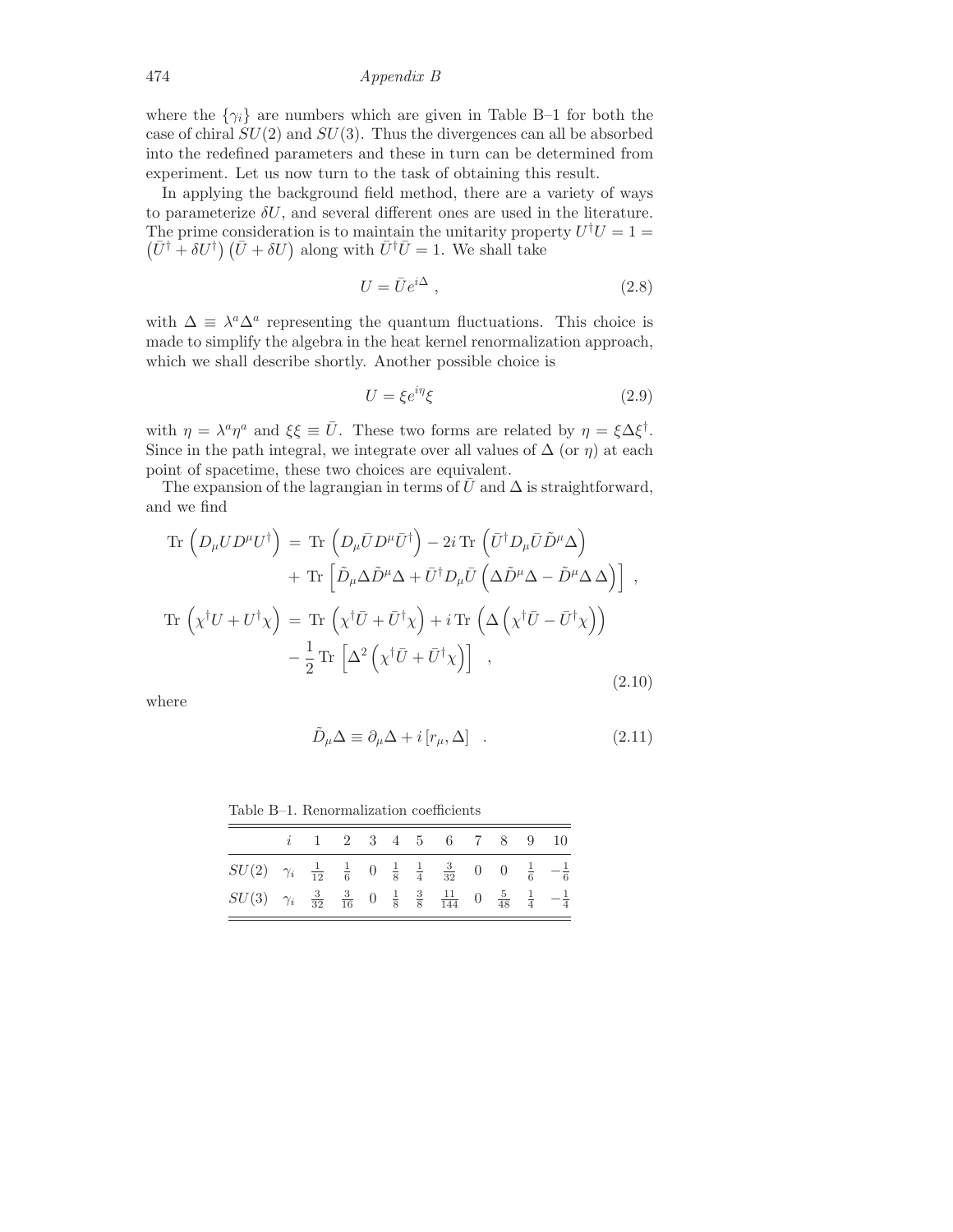where the $\{\gamma_i\}$ are numbers which are given in Table B–1 for both the case of chiral $SU(2)$ and $SU(3)$. Thus the divergences can all be absorbed into the redefined parameters and these in turn can be determined from experiment. Let us now turn to the task of obtaining this result.

In applying the background field method, there are a variety of ways to parameterize $\delta U$, and several different ones are used in the literature. The prime consideration is to maintain the unitarity property $U^\dagger U = 1 = \left(\bar{U}^\dagger + \delta U^\dagger\right)\left(\bar{U} + \delta U\right)$ along with $\bar{U}^\dagger \bar{U} = 1$. We shall take

$$U = \bar{U} e^{i\Delta} \; , \tag{2.8}$$

with $\Delta \equiv \lambda^a \Delta^a$ representing the quantum fluctuations. This choice is made to simplify the algebra in the heat kernel renormalization approach, which we shall describe shortly. Another possible choice is

$$U = \xi e^{i\eta} \xi \tag{2.9}$$

with $\eta = \lambda^a \eta^a$ and $\xi\xi \equiv \bar{U}$. These two forms are related by $\eta = \xi \Delta \xi^\dagger$. Since in the path integral, we integrate over all values of $\Delta$ (or $\eta$) at each point of spacetime, these two choices are equivalent.

The expansion of the lagrangian in terms of $\bar{U}$ and $\Delta$ is straightforward, and we find

$$\begin{aligned}
\text{Tr}\left(D_\mu U D^\mu U^\dagger\right) &= \text{Tr}\left(D_\mu \bar{U} D^\mu \bar{U}^\dagger\right) - 2i\,\text{Tr}\left(\bar{U}^\dagger D_\mu \bar{U} \tilde{D}^\mu \Delta\right) \\
&\quad + \text{Tr}\left[\tilde{D}_\mu \Delta \tilde{D}^\mu \Delta + \bar{U}^\dagger D_\mu \bar{U}\left(\Delta \tilde{D}^\mu \Delta - \tilde{D}^\mu \Delta\, \Delta\right)\right] \; , \\
\text{Tr}\left(\chi^\dagger U + U^\dagger \chi\right) &= \text{Tr}\left(\chi^\dagger \bar{U} + \bar{U}^\dagger \chi\right) + i\,\text{Tr}\left(\Delta\left(\chi^\dagger \bar{U} - \bar{U}^\dagger \chi\right)\right) \\
&\quad - \frac{1}{2}\,\text{Tr}\left[\Delta^2\left(\chi^\dagger \bar{U} + \bar{U}^\dagger \chi\right)\right] \quad ,
\end{aligned} \tag{2.10}$$

where

$$\tilde{D}_\mu \Delta \equiv \partial_\mu \Delta + i\left[r_\mu, \Delta\right] \quad . \tag{2.11}$$

Table B–1. Renormalization coefficients

| | $i$ | 1 | 2 | 3 | 4 | 5 | 6 | 7 | 8 | 9 | 10 |
|---|---|---|---|---|---|---|---|---|---|---|---|
| $SU(2)$ | $\gamma_i$ | $\frac{1}{12}$ | $\frac{1}{6}$ | 0 | $\frac{1}{8}$ | $\frac{1}{4}$ | $\frac{3}{32}$ | 0 | 0 | $\frac{1}{6}$ | $-\frac{1}{6}$ |
| $SU(3)$ | $\gamma_i$ | $\frac{3}{32}$ | $\frac{3}{16}$ | 0 | $\frac{1}{8}$ | $\frac{3}{8}$ | $\frac{11}{144}$ | 0 | $\frac{5}{48}$ | $\frac{1}{4}$ | $-\frac{1}{4}$ |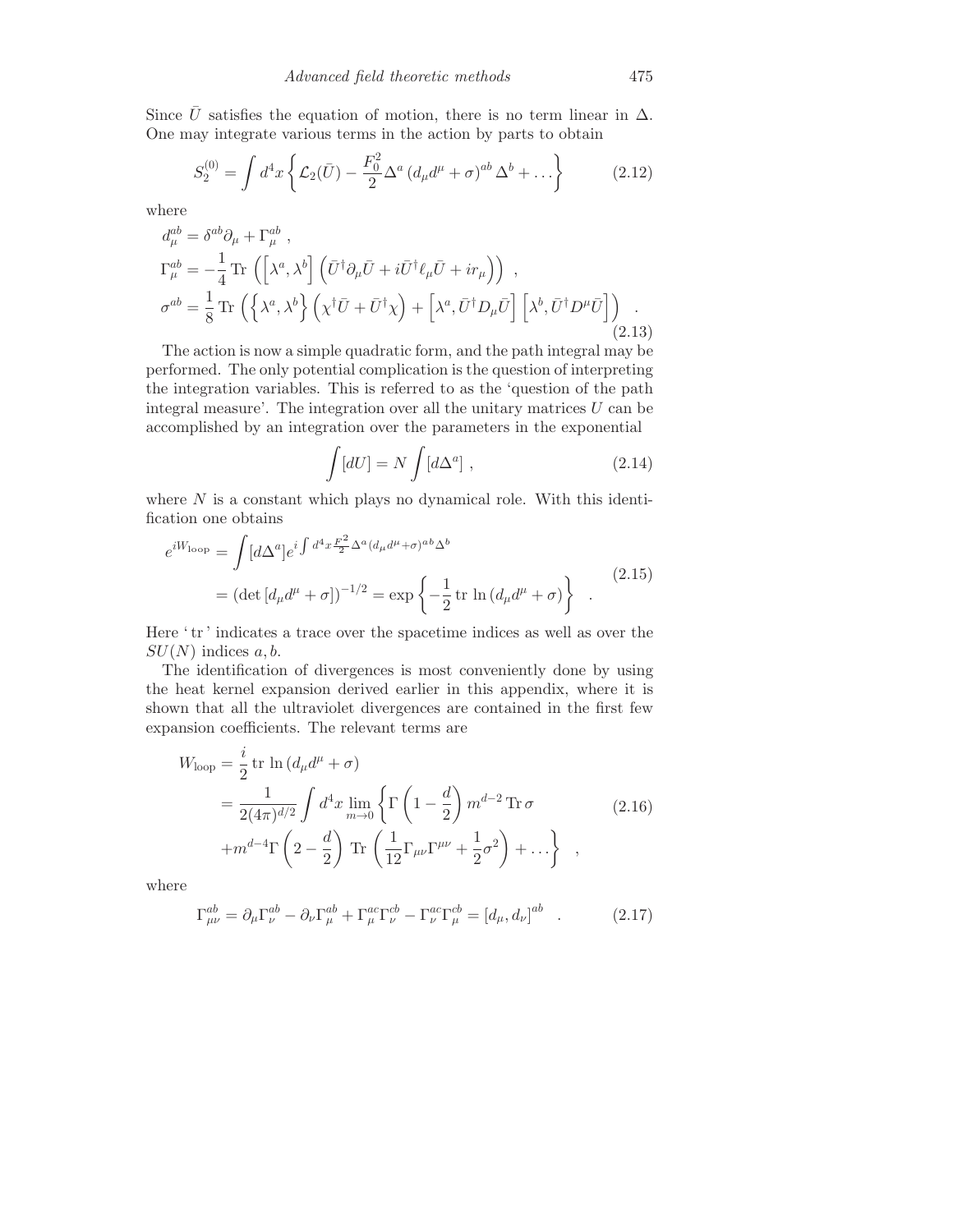Since $\bar{U}$ satisfies the equation of motion, there is no term linear in $\Delta$. One may integrate various terms in the action by parts to obtain

$$S_2^{(0)} = \int d^4x \left\{ \mathcal{L}_2(\bar{U}) - \frac{F_0^2}{2} \Delta^a \left(d_\mu d^\mu + \sigma\right)^{ab} \Delta^b + \dots \right\} \tag{2.12}$$

where

$$\begin{aligned}
d_\mu^{ab} &= \delta^{ab}\partial_\mu + \Gamma_\mu^{ab} \ , \\
\Gamma_\mu^{ab} &= -\frac{1}{4} \operatorname{Tr} \left( \left[ \lambda^a, \lambda^b \right] \left( \bar{U}^\dagger \partial_\mu \bar{U} + i \bar{U}^\dagger \ell_\mu \bar{U} + i r_\mu \right) \right) \ , \\
\sigma^{ab} &= \frac{1}{8} \operatorname{Tr} \left( \left\{ \lambda^a, \lambda^b \right\} \left( \chi^\dagger \bar{U} + \bar{U}^\dagger \chi \right) + \left[ \lambda^a, \bar{U}^\dagger D_\mu \bar{U} \right] \left[ \lambda^b, \bar{U}^\dagger D^\mu \bar{U} \right] \right) \ .
\end{aligned} \tag{2.13}$$

The action is now a simple quadratic form, and the path integral may be performed. The only potential complication is the question of interpreting the integration variables. This is referred to as the 'question of the path integral measure'. The integration over all the unitary matrices $U$ can be accomplished by an integration over the parameters in the exponential

$$\int [dU] = N \int [d\Delta^a] \ , \tag{2.14}$$

where $N$ is a constant which plays no dynamical role. With this identification one obtains

$$\begin{aligned}
e^{iW_{\text{loop}}} &= \int [d\Delta^a] e^{i \int d^4x \frac{F_0^2}{2} \Delta^a (d_\mu d^\mu + \sigma)^{ab} \Delta^b} \\
&= \left(\det \left[d_\mu d^\mu + \sigma\right]\right)^{-1/2} = \exp\left\{ -\frac{1}{2} \operatorname{tr} \ln \left(d_\mu d^\mu + \sigma\right) \right\} \ .
\end{aligned} \tag{2.15}$$

Here 'tr' indicates a trace over the spacetime indices as well as over the $SU(N)$ indices $a, b$.

The identification of divergences is most conveniently done by using the heat kernel expansion derived earlier in this appendix, where it is shown that all the ultraviolet divergences are contained in the first few expansion coefficients. The relevant terms are

$$\begin{aligned}
W_{\text{loop}} &= \frac{i}{2} \operatorname{tr} \ln \left(d_\mu d^\mu + \sigma\right) \\
&= \frac{1}{2(4\pi)^{d/2}} \int d^4x \lim_{m \to 0} \left\{ \Gamma\left(1 - \frac{d}{2}\right) m^{d-2} \operatorname{Tr} \sigma \right. \\
&\quad \left. + m^{d-4} \Gamma\left(2 - \frac{d}{2}\right) \operatorname{Tr} \left( \frac{1}{12} \Gamma_{\mu\nu} \Gamma^{\mu\nu} + \frac{1}{2} \sigma^2 \right) + \dots \right\} \ ,
\end{aligned} \tag{2.16}$$

where

$$\Gamma_{\mu\nu}^{ab} = \partial_\mu \Gamma_\nu^{ab} - \partial_\nu \Gamma_\mu^{ab} + \Gamma_\mu^{ac} \Gamma_\nu^{cb} - \Gamma_\nu^{ac} \Gamma_\mu^{cb} = \left[d_\mu, d_\nu\right]^{ab} \ . \tag{2.17}$$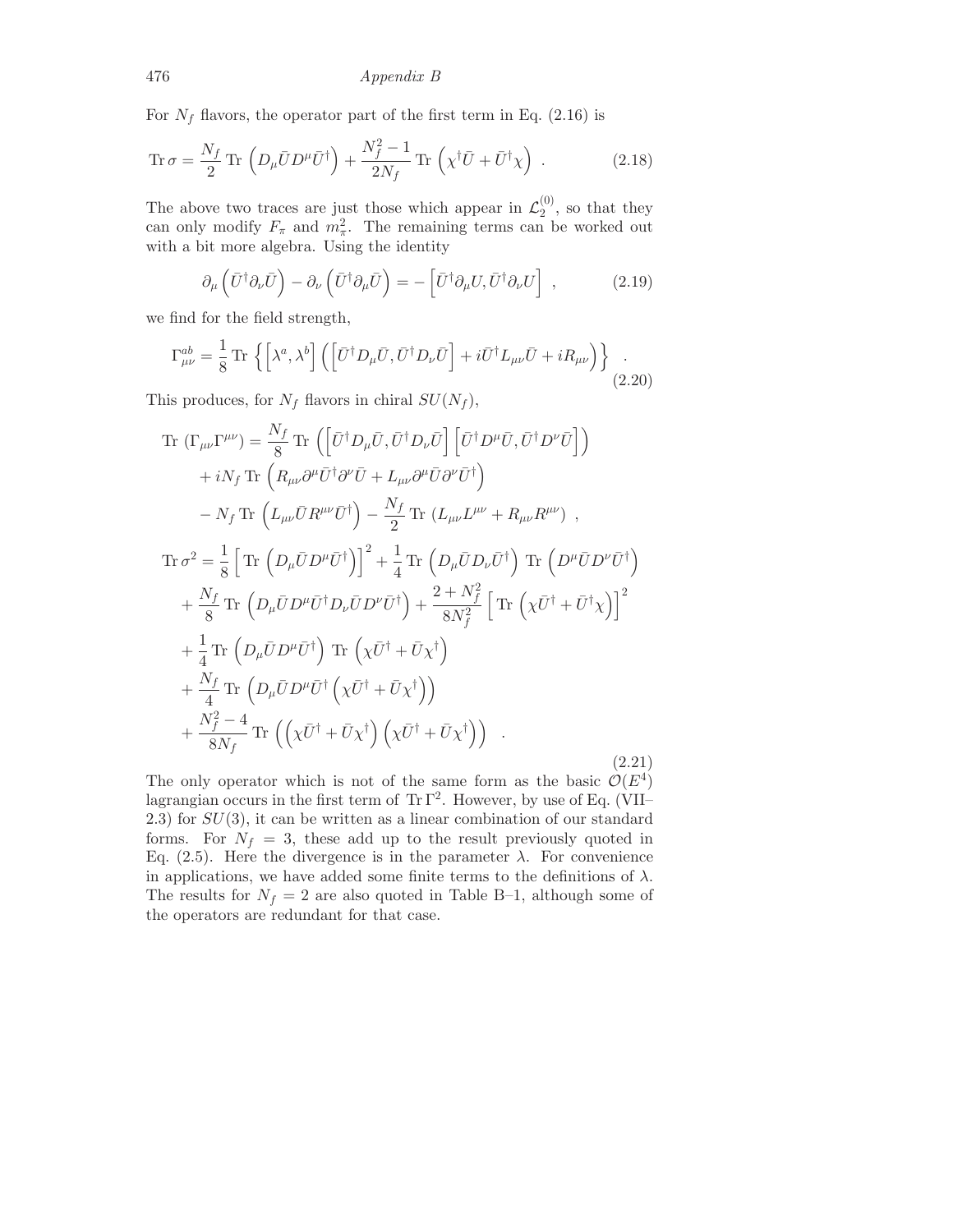For $N_f$ flavors, the operator part of the first term in Eq. (2.16) is

$$\mathrm{Tr}\,\sigma = \frac{N_f}{2}\,\mathrm{Tr}\,\left(D_\mu \bar{U} D^\mu \bar{U}^\dagger\right) + \frac{N_f^2 - 1}{2N_f}\,\mathrm{Tr}\,\left(\chi^\dagger \bar{U} + \bar{U}^\dagger \chi\right)\ . \tag{2.18}$$

The above two traces are just those which appear in $\mathcal{L}_2^{(0)}$, so that they can only modify $F_\pi$ and $m_\pi^2$. The remaining terms can be worked out with a bit more algebra. Using the identity

$$\partial_\mu \left(\bar{U}^\dagger \partial_\nu \bar{U}\right) - \partial_\nu \left(\bar{U}^\dagger \partial_\mu \bar{U}\right) = -\left[\bar{U}^\dagger \partial_\mu U, \bar{U}^\dagger \partial_\nu U\right]\ , \tag{2.19}$$

we find for the field strength,

$$\Gamma_{\mu\nu}^{ab} = \frac{1}{8}\,\mathrm{Tr}\,\left\{\left[\lambda^a, \lambda^b\right]\left(\left[\bar{U}^\dagger D_\mu \bar{U}, \bar{U}^\dagger D_\nu \bar{U}\right] + i\bar{U}^\dagger L_{\mu\nu}\bar{U} + iR_{\mu\nu}\right)\right\}\ . \tag{2.20}$$

This produces, for $N_f$ flavors in chiral $SU(N_f)$,

$$\begin{aligned}
\mathrm{Tr}\,\left(\Gamma_{\mu\nu}\Gamma^{\mu\nu}\right) &= \frac{N_f}{8}\,\mathrm{Tr}\,\left(\left[\bar{U}^\dagger D_\mu \bar{U}, \bar{U}^\dagger D_\nu \bar{U}\right]\left[\bar{U}^\dagger D^\mu \bar{U}, \bar{U}^\dagger D^\nu \bar{U}\right]\right) \\
&\quad + iN_f\,\mathrm{Tr}\,\left(R_{\mu\nu}\partial^\mu \bar{U}^\dagger \partial^\nu \bar{U} + L_{\mu\nu}\partial^\mu \bar{U}\partial^\nu \bar{U}^\dagger\right) \\
&\quad - N_f\,\mathrm{Tr}\,\left(L_{\mu\nu}\bar{U}R^{\mu\nu}\bar{U}^\dagger\right) - \frac{N_f}{2}\,\mathrm{Tr}\,\left(L_{\mu\nu}L^{\mu\nu} + R_{\mu\nu}R^{\mu\nu}\right)\ , \\
\mathrm{Tr}\,\sigma^2 &= \frac{1}{8}\left[\,\mathrm{Tr}\,\left(D_\mu \bar{U} D^\mu \bar{U}^\dagger\right)\right]^2 + \frac{1}{4}\,\mathrm{Tr}\,\left(D_\mu \bar{U} D_\nu \bar{U}^\dagger\right)\,\mathrm{Tr}\,\left(D^\mu \bar{U} D^\nu \bar{U}^\dagger\right) \\
&\quad + \frac{N_f}{8}\,\mathrm{Tr}\,\left(D_\mu \bar{U} D^\mu \bar{U}^\dagger D_\nu \bar{U} D^\nu \bar{U}^\dagger\right) + \frac{2 + N_f^2}{8N_f^2}\left[\,\mathrm{Tr}\,\left(\chi \bar{U}^\dagger + \bar{U}^\dagger \chi\right)\right]^2 \\
&\quad + \frac{1}{4}\,\mathrm{Tr}\,\left(D_\mu \bar{U} D^\mu \bar{U}^\dagger\right)\,\mathrm{Tr}\,\left(\chi \bar{U}^\dagger + \bar{U}\chi^\dagger\right) \\
&\quad + \frac{N_f}{4}\,\mathrm{Tr}\,\left(D_\mu \bar{U} D^\mu \bar{U}^\dagger\left(\chi \bar{U}^\dagger + \bar{U}\chi^\dagger\right)\right) \\
&\quad + \frac{N_f^2 - 4}{8N_f}\,\mathrm{Tr}\,\left(\left(\chi \bar{U}^\dagger + \bar{U}\chi^\dagger\right)\left(\chi \bar{U}^\dagger + \bar{U}\chi^\dagger\right)\right)\ .
\end{aligned} \tag{2.21}$$

The only operator which is not of the same form as the basic $\mathcal{O}(E^4)$ lagrangian occurs in the first term of $\mathrm{Tr}\,\Gamma^2$. However, by use of Eq. (VII–2.3) for $SU(3)$, it can be written as a linear combination of our standard forms. For $N_f = 3$, these add up to the result previously quoted in Eq. (2.5). Here the divergence is in the parameter $\lambda$. For convenience in applications, we have added some finite terms to the definitions of $\lambda$. The results for $N_f = 2$ are also quoted in Table B–1, although some of the operators are redundant for that case.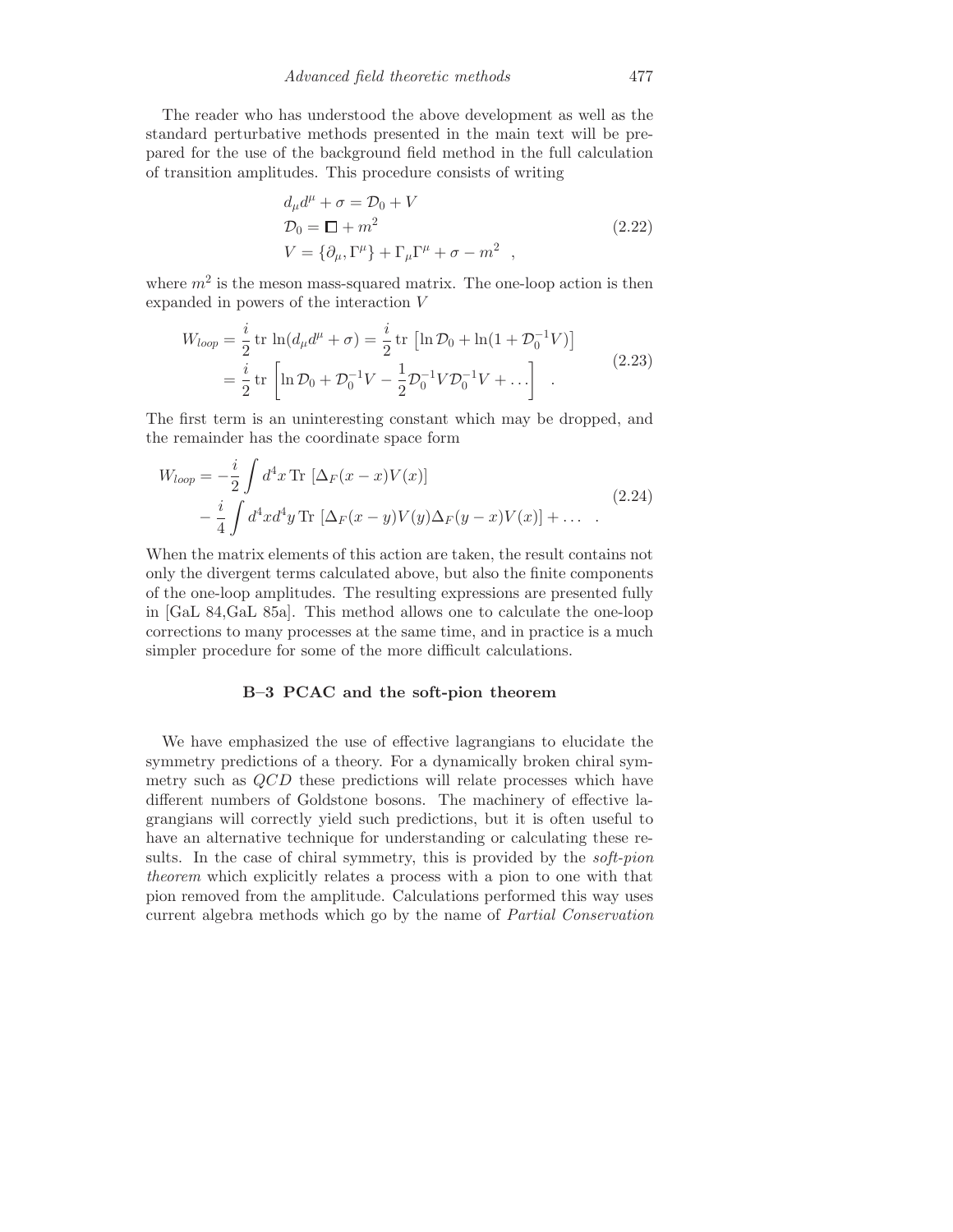The reader who has understood the above development as well as the standard perturbative methods presented in the main text will be prepared for the use of the background field method in the full calculation of transition amplitudes. This procedure consists of writing

$$
\begin{aligned}
& d_\mu d^\mu + \sigma = \mathcal{D}_0 + V \\
& \mathcal{D}_0 = \Box + m^2 \\
& V = \{\partial_\mu, \Gamma^\mu\} + \Gamma_\mu \Gamma^\mu + \sigma - m^2 \quad ,
\end{aligned}
\tag{2.22}
$$

where $m^2$ is the meson mass-squared matrix. The one-loop action is then expanded in powers of the interaction $V$

$$
\begin{aligned}
W_{loop} &= \frac{i}{2} \operatorname{tr} \ln(d_\mu d^\mu + \sigma) = \frac{i}{2} \operatorname{tr} \left[ \ln \mathcal{D}_0 + \ln(1 + \mathcal{D}_0^{-1} V) \right] \\
&= \frac{i}{2} \operatorname{tr} \left[ \ln \mathcal{D}_0 + \mathcal{D}_0^{-1} V - \frac{1}{2} \mathcal{D}_0^{-1} V \mathcal{D}_0^{-1} V + \ldots \right] \quad .
\end{aligned}
\tag{2.23}
$$

The first term is an uninteresting constant which may be dropped, and the remainder has the coordinate space form

$$
\begin{aligned}
W_{loop} = &-\frac{i}{2} \int d^4x \operatorname{Tr} \left[ \Delta_F(x - x) V(x) \right] \\
&- \frac{i}{4} \int d^4x d^4y \operatorname{Tr} \left[ \Delta_F(x - y) V(y) \Delta_F(y - x) V(x) \right] + \ldots \quad .
\end{aligned}
\tag{2.24}
$$

When the matrix elements of this action are taken, the result contains not only the divergent terms calculated above, but also the finite components of the one-loop amplitudes. The resulting expressions are presented fully in [GaL 84,GaL 85a]. This method allows one to calculate the one-loop corrections to many processes at the same time, and in practice is a much simpler procedure for some of the more difficult calculations.

### B–3 PCAC and the soft-pion theorem

We have emphasized the use of effective lagrangians to elucidate the symmetry predictions of a theory. For a dynamically broken chiral symmetry such as *QCD* these predictions will relate processes which have different numbers of Goldstone bosons. The machinery of effective lagrangians will correctly yield such predictions, but it is often useful to have an alternative technique for understanding or calculating these results. In the case of chiral symmetry, this is provided by the *soft-pion theorem* which explicitly relates a process with a pion to one with that pion removed from the amplitude. Calculations performed this way uses current algebra methods which go by the name of *Partial Conservation*